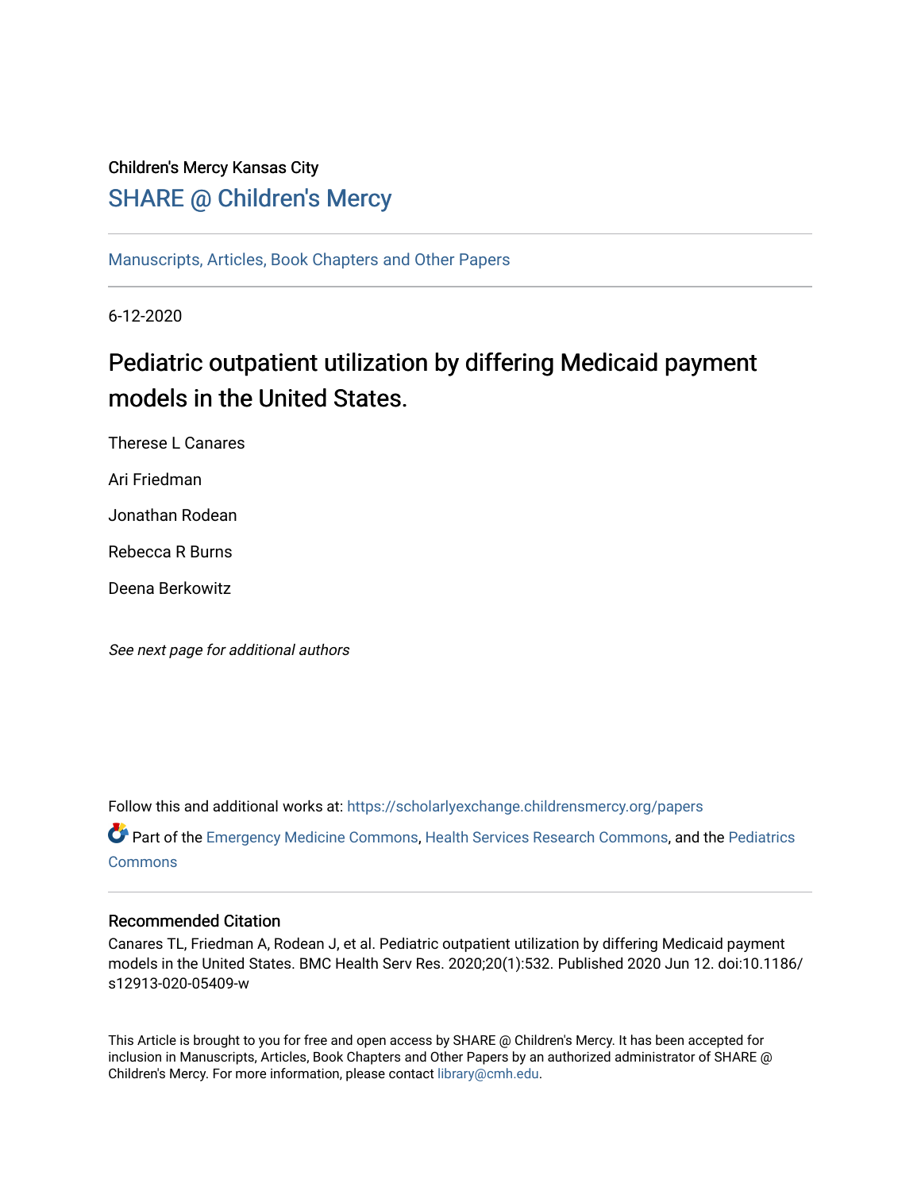Children's Mercy Kansas City

## SHARE @ Children's Mercy

Manuscripts, Articles, Book Chapters and Other Papers

6-12-2020

# Pediatric outpatient utilization by differing Medicaid payment models in the United States.

Therese L Canares

Ari Friedman

Jonathan Rodean

Rebecca R Burns

Deena Berkowitz

*See next page for additional authors*

Follow this and additional works at: https://scholarlyexchange.childrensmercy.org/papers

Part of the Emergency Medicine Commons, Health Services Research Commons, and the Pediatrics Commons

### Recommended Citation

Canares TL, Friedman A, Rodean J, et al. Pediatric outpatient utilization by differing Medicaid payment models in the United States. BMC Health Serv Res. 2020;20(1):532. Published 2020 Jun 12. doi:10.1186/s12913-020-05409-w

This Article is brought to you for free and open access by SHARE @ Children's Mercy. It has been accepted for inclusion in Manuscripts, Articles, Book Chapters and Other Papers by an authorized administrator of SHARE @ Children's Mercy. For more information, please contact library@cmh.edu.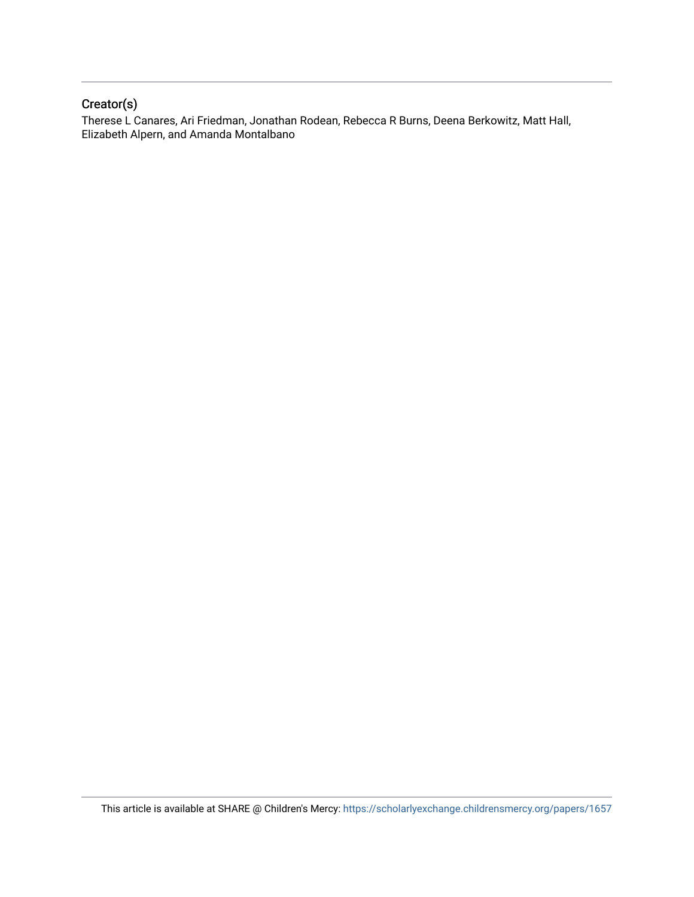## Creator(s)

Therese L Canares, Ari Friedman, Jonathan Rodean, Rebecca R Burns, Deena Berkowitz, Matt Hall, Elizabeth Alpern, and Amanda Montalbano

This article is available at SHARE @ Children's Mercy: https://scholarlyexchange.childrensmercy.org/papers/1657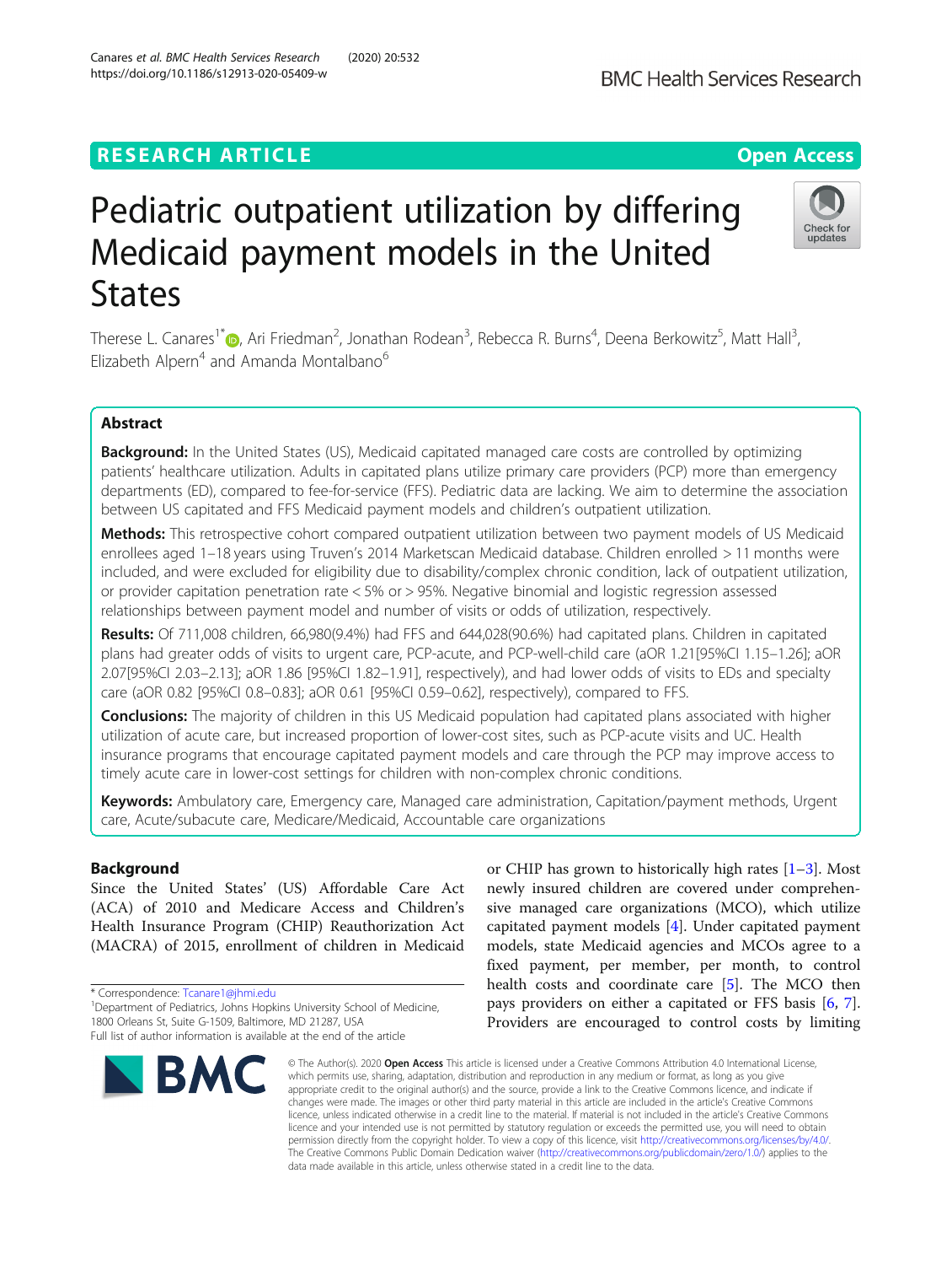# RESEARCH ARTICLE

**Open Access**

# Pediatric outpatient utilization by differing Medicaid payment models in the United States

Therese L. Canares[1*], Ari Friedman[2], Jonathan Rodean[3], Rebecca R. Burns[4], Deena Berkowitz[5], Matt Hall[3], Elizabeth Alpern[4] and Amanda Montalbano[6]

## Abstract

**Background:** In the United States (US), Medicaid capitated managed care costs are controlled by optimizing patients' healthcare utilization. Adults in capitated plans utilize primary care providers (PCP) more than emergency departments (ED), compared to fee-for-service (FFS). Pediatric data are lacking. We aim to determine the association between US capitated and FFS Medicaid payment models and children's outpatient utilization.

**Methods:** This retrospective cohort compared outpatient utilization between two payment models of US Medicaid enrollees aged 1–18 years using Truven's 2014 Marketscan Medicaid database. Children enrolled > 11 months were included, and were excluded for eligibility due to disability/complex chronic condition, lack of outpatient utilization, or provider capitation penetration rate < 5% or > 95%. Negative binomial and logistic regression assessed relationships between payment model and number of visits or odds of utilization, respectively.

**Results:** Of 711,008 children, 66,980(9.4%) had FFS and 644,028(90.6%) had capitated plans. Children in capitated plans had greater odds of visits to urgent care, PCP-acute, and PCP-well-child care (aOR 1.21[95%CI 1.15–1.26]; aOR 2.07[95%CI 2.03–2.13]; aOR 1.86 [95%CI 1.82–1.91], respectively), and had lower odds of visits to EDs and specialty care (aOR 0.82 [95%CI 0.8–0.83]; aOR 0.61 [95%CI 0.59–0.62], respectively), compared to FFS.

**Conclusions:** The majority of children in this US Medicaid population had capitated plans associated with higher utilization of acute care, but increased proportion of lower-cost sites, such as PCP-acute visits and UC. Health insurance programs that encourage capitated payment models and care through the PCP may improve access to timely acute care in lower-cost settings for children with non-complex chronic conditions.

**Keywords:** Ambulatory care, Emergency care, Managed care administration, Capitation/payment methods, Urgent care, Acute/subacute care, Medicare/Medicaid, Accountable care organizations

## Background

Since the United States' (US) Affordable Care Act (ACA) of 2010 and Medicare Access and Children's Health Insurance Program (CHIP) Reauthorization Act (MACRA) of 2015, enrollment of children in Medicaid or CHIP has grown to historically high rates [1–3]. Most newly insured children are covered under comprehensive managed care organizations (MCO), which utilize capitated payment models [4]. Under capitated payment models, state Medicaid agencies and MCOs agree to a fixed payment, per member, per month, to control health costs and coordinate care [5]. The MCO then pays providers on either a capitated or FFS basis [6, 7]. Providers are encouraged to control costs by limiting

\* Correspondence: Tcanare1@jhmi.edu
[1]Department of Pediatrics, Johns Hopkins University School of Medicine, 1800 Orleans St, Suite G-1509, Baltimore, MD 21287, USA
Full list of author information is available at the end of the article

© The Author(s). 2020 **Open Access** This article is licensed under a Creative Commons Attribution 4.0 International License, which permits use, sharing, adaptation, distribution and reproduction in any medium or format, as long as you give appropriate credit to the original author(s) and the source, provide a link to the Creative Commons licence, and indicate if changes were made. The images or other third party material in this article are included in the article's Creative Commons licence, unless indicated otherwise in a credit line to the material. If material is not included in the article's Creative Commons licence and your intended use is not permitted by statutory regulation or exceeds the permitted use, you will need to obtain permission directly from the copyright holder. To view a copy of this licence, visit http://creativecommons.org/licenses/by/4.0/. The Creative Commons Public Domain Dedication waiver (http://creativecommons.org/publicdomain/zero/1.0/) applies to the data made available in this article, unless otherwise stated in a credit line to the data.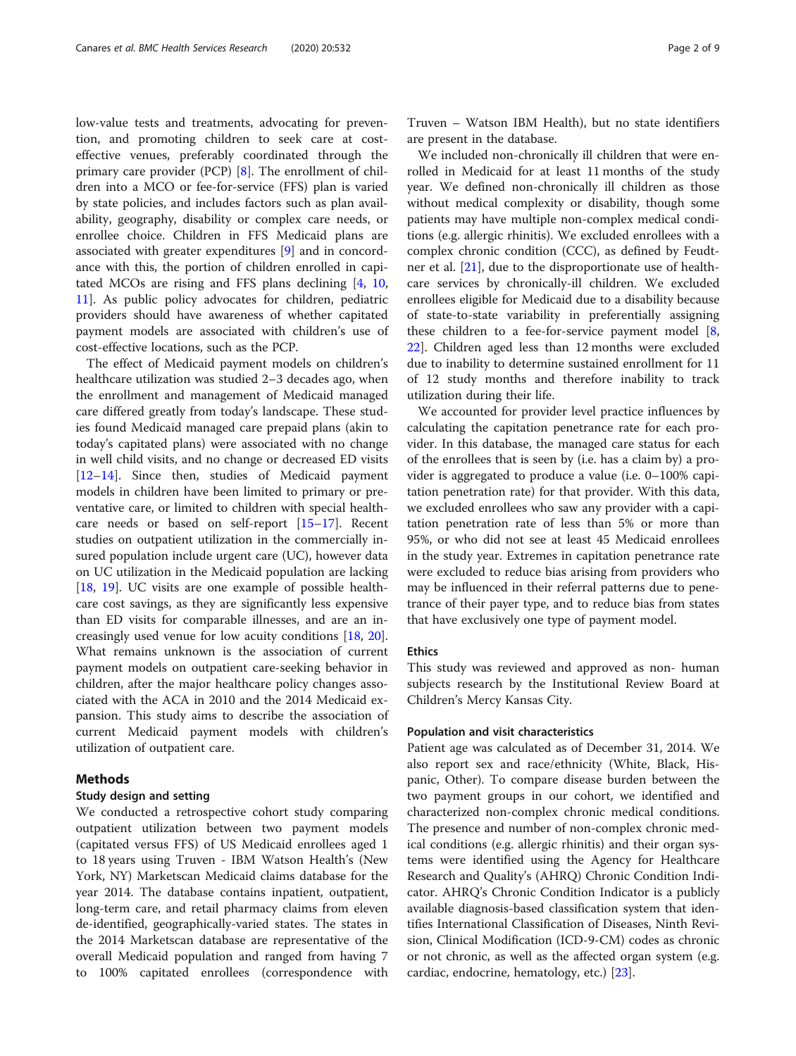low-value tests and treatments, advocating for prevention, and promoting children to seek care at cost-effective venues, preferably coordinated through the primary care provider (PCP) [8]. The enrollment of children into a MCO or fee-for-service (FFS) plan is varied by state policies, and includes factors such as plan availability, geography, disability or complex care needs, or enrollee choice. Children in FFS Medicaid plans are associated with greater expenditures [9] and in concordance with this, the portion of children enrolled in capitated MCOs are rising and FFS plans declining [4, 10, 11]. As public policy advocates for children, pediatric providers should have awareness of whether capitated payment models are associated with children's use of cost-effective locations, such as the PCP.

The effect of Medicaid payment models on children's healthcare utilization was studied 2–3 decades ago, when the enrollment and management of Medicaid managed care differed greatly from today's landscape. These studies found Medicaid managed care prepaid plans (akin to today's capitated plans) were associated with no change in well child visits, and no change or decreased ED visits [12–14]. Since then, studies of Medicaid payment models in children have been limited to primary or preventative care, or limited to children with special healthcare needs or based on self-report [15–17]. Recent studies on outpatient utilization in the commercially insured population include urgent care (UC), however data on UC utilization in the Medicaid population are lacking [18, 19]. UC visits are one example of possible healthcare cost savings, as they are significantly less expensive than ED visits for comparable illnesses, and are an increasingly used venue for low acuity conditions [18, 20]. What remains unknown is the association of current payment models on outpatient care-seeking behavior in children, after the major healthcare policy changes associated with the ACA in 2010 and the 2014 Medicaid expansion. This study aims to describe the association of current Medicaid payment models with children's utilization of outpatient care.

## Methods

### Study design and setting

We conducted a retrospective cohort study comparing outpatient utilization between two payment models (capitated versus FFS) of US Medicaid enrollees aged 1 to 18 years using Truven - IBM Watson Health's (New York, NY) Marketscan Medicaid claims database for the year 2014. The database contains inpatient, outpatient, long-term care, and retail pharmacy claims from eleven de-identified, geographically-varied states. The states in the 2014 Marketscan database are representative of the overall Medicaid population and ranged from having 7 to 100% capitated enrollees (correspondence with Truven – Watson IBM Health), but no state identifiers are present in the database.

We included non-chronically ill children that were enrolled in Medicaid for at least 11 months of the study year. We defined non-chronically ill children as those without medical complexity or disability, though some patients may have multiple non-complex medical conditions (e.g. allergic rhinitis). We excluded enrollees with a complex chronic condition (CCC), as defined by Feudtner et al. [21], due to the disproportionate use of healthcare services by chronically-ill children. We excluded enrollees eligible for Medicaid due to a disability because of state-to-state variability in preferentially assigning these children to a fee-for-service payment model [8, 22]. Children aged less than 12 months were excluded due to inability to determine sustained enrollment for 11 of 12 study months and therefore inability to track utilization during their life.

We accounted for provider level practice influences by calculating the capitation penetrance rate for each provider. In this database, the managed care status for each of the enrollees that is seen by (i.e. has a claim by) a provider is aggregated to produce a value (i.e. 0–100% capitation penetration rate) for that provider. With this data, we excluded enrollees who saw any provider with a capitation penetration rate of less than 5% or more than 95%, or who did not see at least 45 Medicaid enrollees in the study year. Extremes in capitation penetrance rate were excluded to reduce bias arising from providers who may be influenced in their referral patterns due to penetrance of their payer type, and to reduce bias from states that have exclusively one type of payment model.

### Ethics

This study was reviewed and approved as non- human subjects research by the Institutional Review Board at Children's Mercy Kansas City.

### Population and visit characteristics

Patient age was calculated as of December 31, 2014. We also report sex and race/ethnicity (White, Black, Hispanic, Other). To compare disease burden between the two payment groups in our cohort, we identified and characterized non-complex chronic medical conditions. The presence and number of non-complex chronic medical conditions (e.g. allergic rhinitis) and their organ systems were identified using the Agency for Healthcare Research and Quality's (AHRQ) Chronic Condition Indicator. AHRQ's Chronic Condition Indicator is a publicly available diagnosis-based classification system that identifies International Classification of Diseases, Ninth Revision, Clinical Modification (ICD-9-CM) codes as chronic or not chronic, as well as the affected organ system (e.g. cardiac, endocrine, hematology, etc.) [23].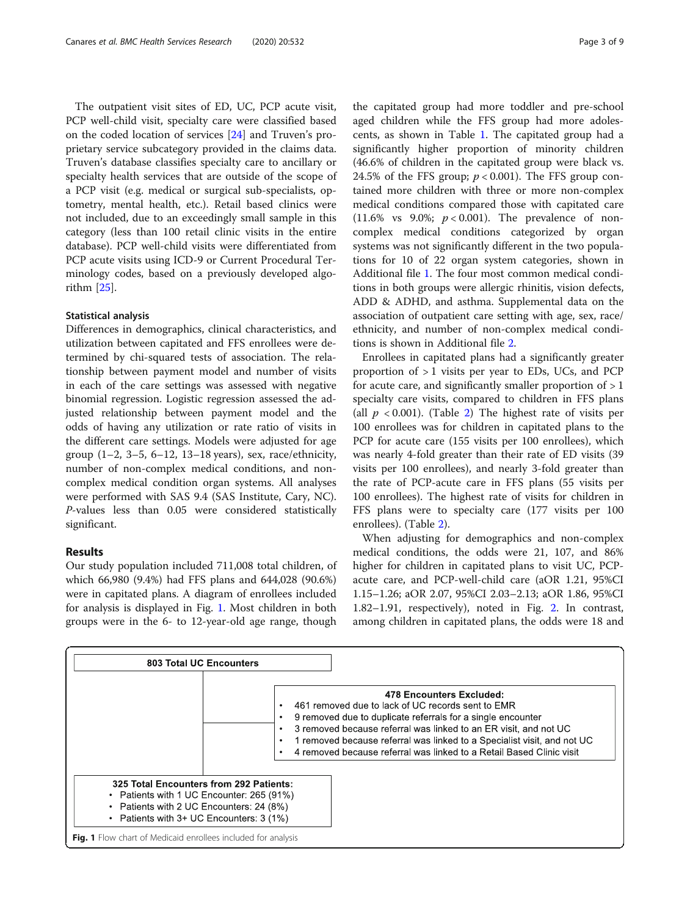The outpatient visit sites of ED, UC, PCP acute visit, PCP well-child visit, specialty care were classified based on the coded location of services [24] and Truven's proprietary service subcategory provided in the claims data. Truven's database classifies specialty care to ancillary or specialty health services that are outside of the scope of a PCP visit (e.g. medical or surgical sub-specialists, optometry, mental health, etc.). Retail based clinics were not included, due to an exceedingly small sample in this category (less than 100 retail clinic visits in the entire database). PCP well-child visits were differentiated from PCP acute visits using ICD-9 or Current Procedural Terminology codes, based on a previously developed algorithm [25].

### Statistical analysis

Differences in demographics, clinical characteristics, and utilization between capitated and FFS enrollees were determined by chi-squared tests of association. The relationship between payment model and number of visits in each of the care settings was assessed with negative binomial regression. Logistic regression assessed the adjusted relationship between payment model and the odds of having any utilization or rate ratio of visits in the different care settings. Models were adjusted for age group (1–2, 3–5, 6–12, 13–18 years), sex, race/ethnicity, number of non-complex medical conditions, and non-complex medical condition organ systems. All analyses were performed with SAS 9.4 (SAS Institute, Cary, NC). *P*-values less than 0.05 were considered statistically significant.

## Results

Our study population included 711,008 total children, of which 66,980 (9.4%) had FFS plans and 644,028 (90.6%) were in capitated plans. A diagram of enrollees included for analysis is displayed in Fig. 1. Most children in both groups were in the 6- to 12-year-old age range, though the capitated group had more toddler and pre-school aged children while the FFS group had more adolescents, as shown in Table 1. The capitated group had a significantly higher proportion of minority children (46.6% of children in the capitated group were black vs. 24.5% of the FFS group; $p < 0.001$). The FFS group contained more children with three or more non-complex medical conditions compared those with capitated care (11.6% vs 9.0%; $p < 0.001$). The prevalence of non-complex medical conditions categorized by organ systems was not significantly different in the two populations for 10 of 22 organ system categories, shown in Additional file 1. The four most common medical conditions in both groups were allergic rhinitis, vision defects, ADD & ADHD, and asthma. Supplemental data on the association of outpatient care setting with age, sex, race/ethnicity, and number of non-complex medical conditions is shown in Additional file 2.

Enrollees in capitated plans had a significantly greater proportion of > 1 visits per year to EDs, UCs, and PCP for acute care, and significantly smaller proportion of > 1 specialty care visits, compared to children in FFS plans (all $p < 0.001$). (Table 2) The highest rate of visits per 100 enrollees was for children in capitated plans to the PCP for acute care (155 visits per 100 enrollees), which was nearly 4-fold greater than their rate of ED visits (39 visits per 100 enrollees), and nearly 3-fold greater than the rate of PCP-acute care in FFS plans (55 visits per 100 enrollees). The highest rate of visits for children in FFS plans were to specialty care (177 visits per 100 enrollees). (Table 2).

When adjusting for demographics and non-complex medical conditions, the odds were 21, 107, and 86% higher for children in capitated plans to visit UC, PCP-acute care, and PCP-well-child care (aOR 1.21, 95%CI 1.15–1.26; aOR 2.07, 95%CI 2.03–2.13; aOR 1.86, 95%CI 1.82–1.91, respectively), noted in Fig. 2. In contrast, among children in capitated plans, the odds were 18 and

**803 Total UC Encounters**

**478 Encounters Excluded:**
- 461 removed due to lack of UC records sent to EMR
- 9 removed due to duplicate referrals for a single encounter
- 3 removed because referral was linked to an ER visit, and not UC
- 1 removed because referral was linked to a Specialist visit, and not UC
- 4 removed because referral was linked to a Retail Based Clinic visit

**325 Total Encounters from 292 Patients:**
- Patients with 1 UC Encounter: 265 (91%)
- Patients with 2 UC Encounters: 24 (8%)
- Patients with 3+ UC Encounters: 3 (1%)

**Fig. 1** Flow chart of Medicaid enrollees included for analysis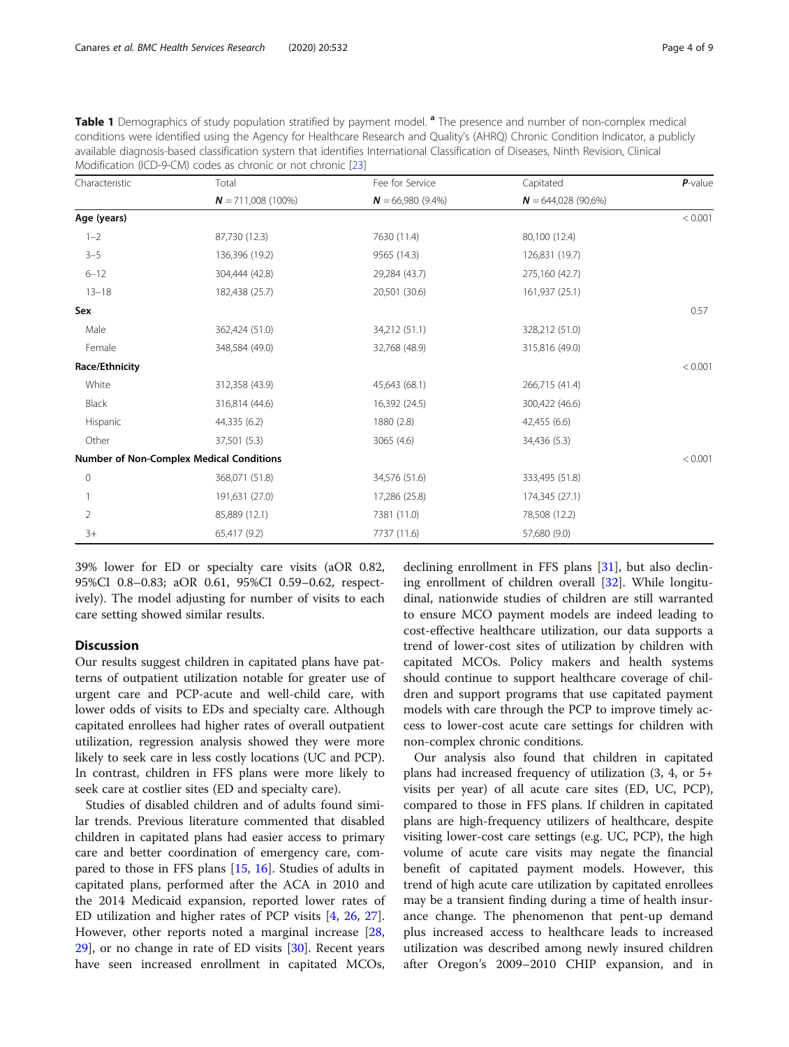**Table 1** Demographics of study population stratified by payment model. [a] The presence and number of non-complex medical conditions were identified using the Agency for Healthcare Research and Quality's (AHRQ) Chronic Condition Indicator, a publicly available diagnosis-based classification system that identifies International Classification of Diseases, Ninth Revision, Clinical Modification (ICD-9-CM) codes as chronic or not chronic [23]

| Characteristic | Total | Fee for Service | Capitated | *P*-value |
|---|---|---|---|---|
| | ***N*** = 711,008 (100%) | ***N*** = 66,980 (9.4%) | ***N*** = 644,028 (90.6%) | |
| **Age (years)** | | | | < 0.001 |
| 1–2 | 87,730 (12.3) | 7630 (11.4) | 80,100 (12.4) | |
| 3–5 | 136,396 (19.2) | 9565 (14.3) | 126,831 (19.7) | |
| 6–12 | 304,444 (42.8) | 29,284 (43.7) | 275,160 (42.7) | |
| 13–18 | 182,438 (25.7) | 20,501 (30.6) | 161,937 (25.1) | |
| **Sex** | | | | 0.57 |
| Male | 362,424 (51.0) | 34,212 (51.1) | 328,212 (51.0) | |
| Female | 348,584 (49.0) | 32,768 (48.9) | 315,816 (49.0) | |
| **Race/Ethnicity** | | | | < 0.001 |
| White | 312,358 (43.9) | 45,643 (68.1) | 266,715 (41.4) | |
| Black | 316,814 (44.6) | 16,392 (24.5) | 300,422 (46.6) | |
| Hispanic | 44,335 (6.2) | 1880 (2.8) | 42,455 (6.6) | |
| Other | 37,501 (5.3) | 3065 (4.6) | 34,436 (5.3) | |
| **Number of Non-Complex Medical Conditions** | | | | < 0.001 |
| 0 | 368,071 (51.8) | 34,576 (51.6) | 333,495 (51.8) | |
| 1 | 191,631 (27.0) | 17,286 (25.8) | 174,345 (27.1) | |
| 2 | 85,889 (12.1) | 7381 (11.0) | 78,508 (12.2) | |
| 3+ | 65,417 (9.2) | 7737 (11.6) | 57,680 (9.0) | |

39% lower for ED or specialty care visits (aOR 0.82, 95%CI 0.8–0.83; aOR 0.61, 95%CI 0.59–0.62, respectively). The model adjusting for number of visits to each care setting showed similar results.

## Discussion

Our results suggest children in capitated plans have patterns of outpatient utilization notable for greater use of urgent care and PCP-acute and well-child care, with lower odds of visits to EDs and specialty care. Although capitated enrollees had higher rates of overall outpatient utilization, regression analysis showed they were more likely to seek care in less costly locations (UC and PCP). In contrast, children in FFS plans were more likely to seek care at costlier sites (ED and specialty care).

Studies of disabled children and of adults found similar trends. Previous literature commented that disabled children in capitated plans had easier access to primary care and better coordination of emergency care, compared to those in FFS plans [15, 16]. Studies of adults in capitated plans, performed after the ACA in 2010 and the 2014 Medicaid expansion, reported lower rates of ED utilization and higher rates of PCP visits [4, 26, 27]. However, other reports noted a marginal increase [28, 29], or no change in rate of ED visits [30]. Recent years have seen increased enrollment in capitated MCOs, declining enrollment in FFS plans [31], but also declining enrollment of children overall [32]. While longitudinal, nationwide studies of children are still warranted to ensure MCO payment models are indeed leading to cost-effective healthcare utilization, our data supports a trend of lower-cost sites of utilization by children with capitated MCOs. Policy makers and health systems should continue to support healthcare coverage of children and support programs that use capitated payment models with care through the PCP to improve timely access to lower-cost acute care settings for children with non-complex chronic conditions.

Our analysis also found that children in capitated plans had increased frequency of utilization (3, 4, or 5+ visits per year) of all acute care sites (ED, UC, PCP), compared to those in FFS plans. If children in capitated plans are high-frequency utilizers of healthcare, despite visiting lower-cost care settings (e.g. UC, PCP), the high volume of acute care visits may negate the financial benefit of capitated payment models. However, this trend of high acute care utilization by capitated enrollees may be a transient finding during a time of health insurance change. The phenomenon that pent-up demand plus increased access to healthcare leads to increased utilization was described among newly insured children after Oregon's 2009–2010 CHIP expansion, and in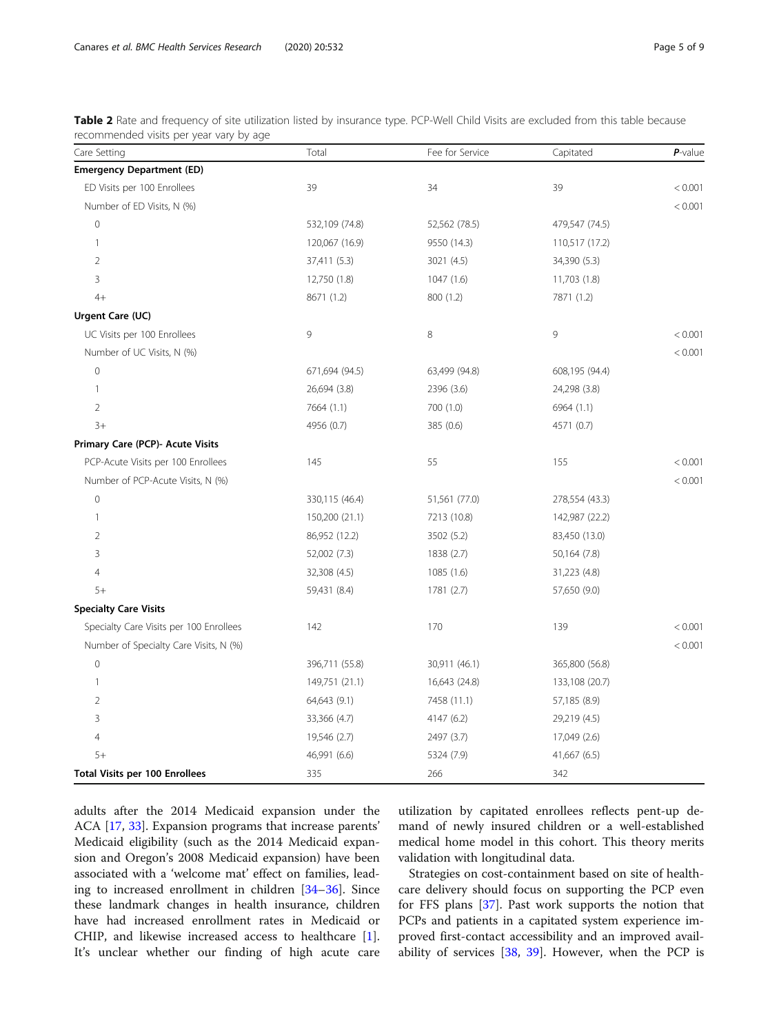**Table 2** Rate and frequency of site utilization listed by insurance type. PCP-Well Child Visits are excluded from this table because recommended visits per year vary by age

| Care Setting | Total | Fee for Service | Capitated | ***P*-value** |
|---|---|---|---|---|
| **Emergency Department (ED)** | | | | |
| ED Visits per 100 Enrollees | 39 | 34 | 39 | < 0.001 |
| Number of ED Visits, N (%) | | | | < 0.001 |
| 0 | 532,109 (74.8) | 52,562 (78.5) | 479,547 (74.5) | |
| 1 | 120,067 (16.9) | 9550 (14.3) | 110,517 (17.2) | |
| 2 | 37,411 (5.3) | 3021 (4.5) | 34,390 (5.3) | |
| 3 | 12,750 (1.8) | 1047 (1.6) | 11,703 (1.8) | |
| 4+ | 8671 (1.2) | 800 (1.2) | 7871 (1.2) | |
| **Urgent Care (UC)** | | | | |
| UC Visits per 100 Enrollees | 9 | 8 | 9 | < 0.001 |
| Number of UC Visits, N (%) | | | | < 0.001 |
| 0 | 671,694 (94.5) | 63,499 (94.8) | 608,195 (94.4) | |
| 1 | 26,694 (3.8) | 2396 (3.6) | 24,298 (3.8) | |
| 2 | 7664 (1.1) | 700 (1.0) | 6964 (1.1) | |
| 3+ | 4956 (0.7) | 385 (0.6) | 4571 (0.7) | |
| **Primary Care (PCP)- Acute Visits** | | | | |
| PCP-Acute Visits per 100 Enrollees | 145 | 55 | 155 | < 0.001 |
| Number of PCP-Acute Visits, N (%) | | | | < 0.001 |
| 0 | 330,115 (46.4) | 51,561 (77.0) | 278,554 (43.3) | |
| 1 | 150,200 (21.1) | 7213 (10.8) | 142,987 (22.2) | |
| 2 | 86,952 (12.2) | 3502 (5.2) | 83,450 (13.0) | |
| 3 | 52,002 (7.3) | 1838 (2.7) | 50,164 (7.8) | |
| 4 | 32,308 (4.5) | 1085 (1.6) | 31,223 (4.8) | |
| 5+ | 59,431 (8.4) | 1781 (2.7) | 57,650 (9.0) | |
| **Specialty Care Visits** | | | | |
| Specialty Care Visits per 100 Enrollees | 142 | 170 | 139 | < 0.001 |
| Number of Specialty Care Visits, N (%) | | | | < 0.001 |
| 0 | 396,711 (55.8) | 30,911 (46.1) | 365,800 (56.8) | |
| 1 | 149,751 (21.1) | 16,643 (24.8) | 133,108 (20.7) | |
| 2 | 64,643 (9.1) | 7458 (11.1) | 57,185 (8.9) | |
| 3 | 33,366 (4.7) | 4147 (6.2) | 29,219 (4.5) | |
| 4 | 19,546 (2.7) | 2497 (3.7) | 17,049 (2.6) | |
| 5+ | 46,991 (6.6) | 5324 (7.9) | 41,667 (6.5) | |
| **Total Visits per 100 Enrollees** | 335 | 266 | 342 | |

adults after the 2014 Medicaid expansion under the ACA [17, 33]. Expansion programs that increase parents' Medicaid eligibility (such as the 2014 Medicaid expansion and Oregon's 2008 Medicaid expansion) have been associated with a 'welcome mat' effect on families, leading to increased enrollment in children [34–36]. Since these landmark changes in health insurance, children have had increased enrollment rates in Medicaid or CHIP, and likewise increased access to healthcare [1]. It's unclear whether our finding of high acute care utilization by capitated enrollees reflects pent-up demand of newly insured children or a well-established medical home model in this cohort. This theory merits validation with longitudinal data.

Strategies on cost-containment based on site of healthcare delivery should focus on supporting the PCP even for FFS plans [37]. Past work supports the notion that PCPs and patients in a capitated system experience improved first-contact accessibility and an improved availability of services [38, 39]. However, when the PCP is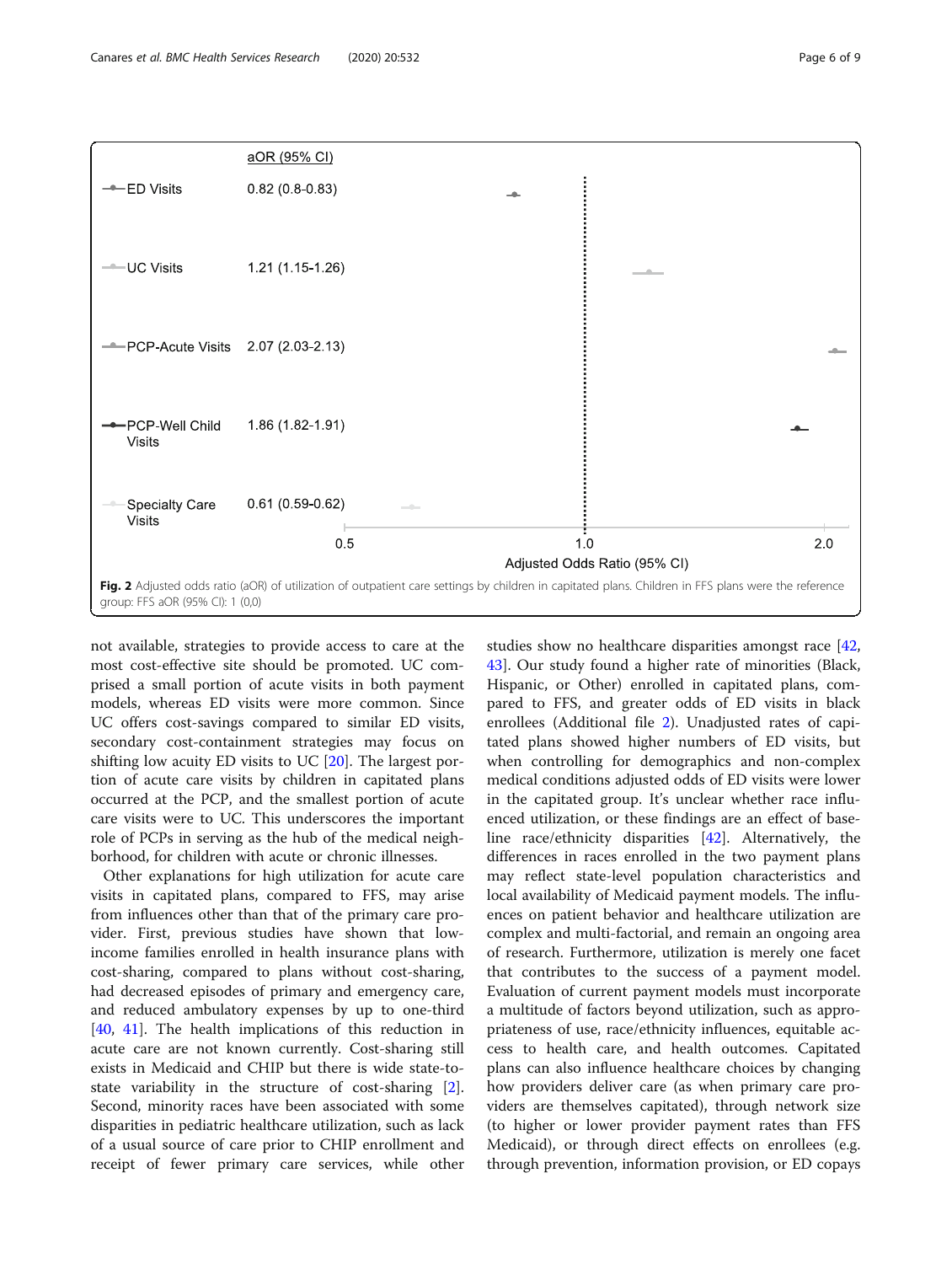| | aOR (95% CI) |
|---|---|
| ED Visits | 0.82 (0.8-0.83) |
| UC Visits | 1.21 (1.15-1.26) |
| PCP-Acute Visits | 2.07 (2.03-2.13) |
| PCP-Well Child Visits | 1.86 (1.82-1.91) |
| Specialty Care Visits | 0.61 (0.59-0.62) |

**Fig. 2** Adjusted odds ratio (aOR) of utilization of outpatient care settings by children in capitated plans. Children in FFS plans were the reference group: FFS aOR (95% CI): 1 (0,0)

not available, strategies to provide access to care at the most cost-effective site should be promoted. UC comprised a small portion of acute visits in both payment models, whereas ED visits were more common. Since UC offers cost-savings compared to similar ED visits, secondary cost-containment strategies may focus on shifting low acuity ED visits to UC [20]. The largest portion of acute care visits by children in capitated plans occurred at the PCP, and the smallest portion of acute care visits were to UC. This underscores the important role of PCPs in serving as the hub of the medical neighborhood, for children with acute or chronic illnesses.

Other explanations for high utilization for acute care visits in capitated plans, compared to FFS, may arise from influences other than that of the primary care provider. First, previous studies have shown that low-income families enrolled in health insurance plans with cost-sharing, compared to plans without cost-sharing, had decreased episodes of primary and emergency care, and reduced ambulatory expenses by up to one-third [40, 41]. The health implications of this reduction in acute care are not known currently. Cost-sharing still exists in Medicaid and CHIP but there is wide state-to-state variability in the structure of cost-sharing [2]. Second, minority races have been associated with some disparities in pediatric healthcare utilization, such as lack of a usual source of care prior to CHIP enrollment and receipt of fewer primary care services, while other studies show no healthcare disparities amongst race [42, 43]. Our study found a higher rate of minorities (Black, Hispanic, or Other) enrolled in capitated plans, compared to FFS, and greater odds of ED visits in black enrollees (Additional file 2). Unadjusted rates of capitated plans showed higher numbers of ED visits, but when controlling for demographics and non-complex medical conditions adjusted odds of ED visits were lower in the capitated group. It's unclear whether race influenced utilization, or these findings are an effect of baseline race/ethnicity disparities [42]. Alternatively, the differences in races enrolled in the two payment plans may reflect state-level population characteristics and local availability of Medicaid payment models. The influences on patient behavior and healthcare utilization are complex and multi-factorial, and remain an ongoing area of research. Furthermore, utilization is merely one facet that contributes to the success of a payment model. Evaluation of current payment models must incorporate a multitude of factors beyond utilization, such as appropriateness of use, race/ethnicity influences, equitable access to health care, and health outcomes. Capitated plans can also influence healthcare choices by changing how providers deliver care (as when primary care providers are themselves capitated), through network size (to higher or lower provider payment rates than FFS Medicaid), or through direct effects on enrollees (e.g. through prevention, information provision, or ED copays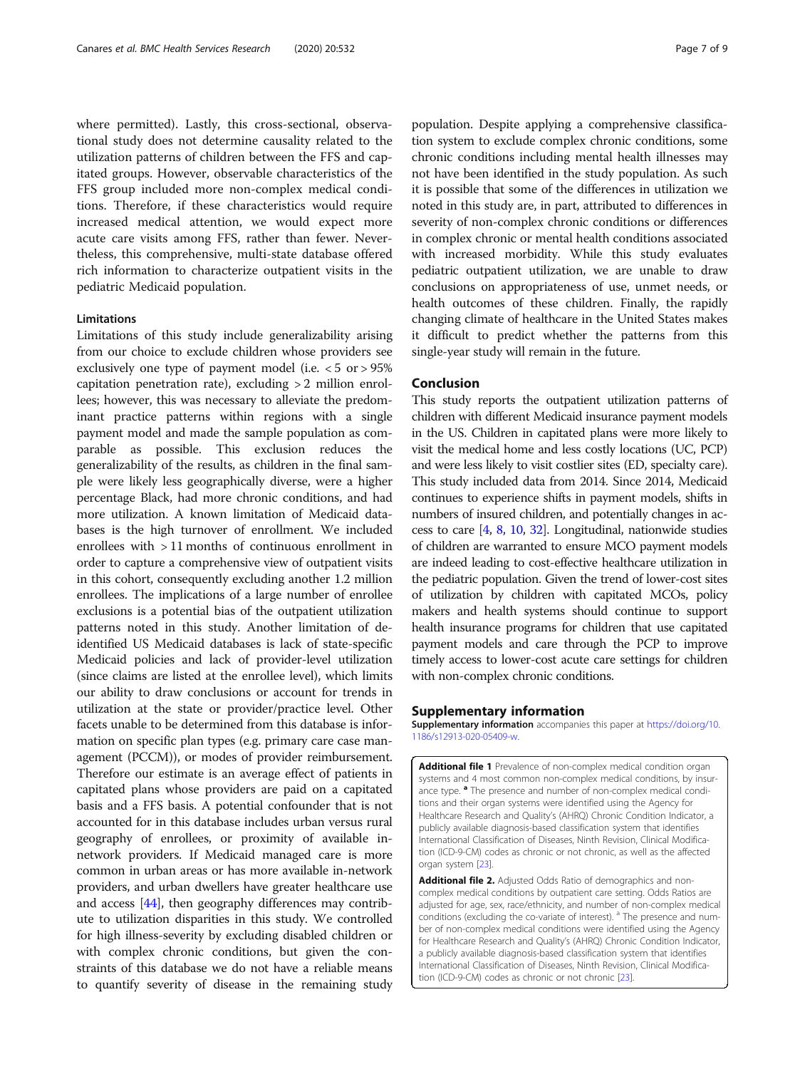where permitted). Lastly, this cross-sectional, observational study does not determine causality related to the utilization patterns of children between the FFS and capitated groups. However, observable characteristics of the FFS group included more non-complex medical conditions. Therefore, if these characteristics would require increased medical attention, we would expect more acute care visits among FFS, rather than fewer. Nevertheless, this comprehensive, multi-state database offered rich information to characterize outpatient visits in the pediatric Medicaid population.

### Limitations

Limitations of this study include generalizability arising from our choice to exclude children whose providers see exclusively one type of payment model (i.e. < 5 or > 95% capitation penetration rate), excluding > 2 million enrollees; however, this was necessary to alleviate the predominant practice patterns within regions with a single payment model and made the sample population as comparable as possible. This exclusion reduces the generalizability of the results, as children in the final sample were likely less geographically diverse, were a higher percentage Black, had more chronic conditions, and had more utilization. A known limitation of Medicaid databases is the high turnover of enrollment. We included enrollees with > 11 months of continuous enrollment in order to capture a comprehensive view of outpatient visits in this cohort, consequently excluding another 1.2 million enrollees. The implications of a large number of enrollee exclusions is a potential bias of the outpatient utilization patterns noted in this study. Another limitation of de-identified US Medicaid databases is lack of state-specific Medicaid policies and lack of provider-level utilization (since claims are listed at the enrollee level), which limits our ability to draw conclusions or account for trends in utilization at the state or provider/practice level. Other facets unable to be determined from this database is information on specific plan types (e.g. primary care case management (PCCM)), or modes of provider reimbursement. Therefore our estimate is an average effect of patients in capitated plans whose providers are paid on a capitated basis and a FFS basis. A potential confounder that is not accounted for in this database includes urban versus rural geography of enrollees, or proximity of available in-network providers. If Medicaid managed care is more common in urban areas or has more available in-network providers, and urban dwellers have greater healthcare use and access [44], then geography differences may contribute to utilization disparities in this study. We controlled for high illness-severity by excluding disabled children or with complex chronic conditions, but given the constraints of this database we do not have a reliable means to quantify severity of disease in the remaining study population. Despite applying a comprehensive classification system to exclude complex chronic conditions, some chronic conditions including mental health illnesses may not have been identified in the study population. As such it is possible that some of the differences in utilization we noted in this study are, in part, attributed to differences in severity of non-complex chronic conditions or differences in complex chronic or mental health conditions associated with increased morbidity. While this study evaluates pediatric outpatient utilization, we are unable to draw conclusions on appropriateness of use, unmet needs, or health outcomes of these children. Finally, the rapidly changing climate of healthcare in the United States makes it difficult to predict whether the patterns from this single-year study will remain in the future.

## Conclusion

This study reports the outpatient utilization patterns of children with different Medicaid insurance payment models in the US. Children in capitated plans were more likely to visit the medical home and less costly locations (UC, PCP) and were less likely to visit costlier sites (ED, specialty care). This study included data from 2014. Since 2014, Medicaid continues to experience shifts in payment models, shifts in numbers of insured children, and potentially changes in access to care [4, 8, 10, 32]. Longitudinal, nationwide studies of children are warranted to ensure MCO payment models are indeed leading to cost-effective healthcare utilization in the pediatric population. Given the trend of lower-cost sites of utilization by children with capitated MCOs, policy makers and health systems should continue to support health insurance programs for children that use capitated payment models and care through the PCP to improve timely access to lower-cost acute care settings for children with non-complex chronic conditions.

## Supplementary information

**Supplementary information** accompanies this paper at https://doi.org/10.1186/s12913-020-05409-w.

**Additional file 1** Prevalence of non-complex medical condition organ systems and 4 most common non-complex medical conditions, by insurance type. [a] The presence and number of non-complex medical conditions and their organ systems were identified using the Agency for Healthcare Research and Quality's (AHRQ) Chronic Condition Indicator, a publicly available diagnosis-based classification system that identifies International Classification of Diseases, Ninth Revision, Clinical Modification (ICD-9-CM) codes as chronic or not chronic, as well as the affected organ system [23].

**Additional file 2.** Adjusted Odds Ratio of demographics and non-complex medical conditions by outpatient care setting. Odds Ratios are adjusted for age, sex, race/ethnicity, and number of non-complex medical conditions (excluding the co-variate of interest). [a] The presence and number of non-complex medical conditions were identified using the Agency for Healthcare Research and Quality's (AHRQ) Chronic Condition Indicator, a publicly available diagnosis-based classification system that identifies International Classification of Diseases, Ninth Revision, Clinical Modification (ICD-9-CM) codes as chronic or not chronic [23].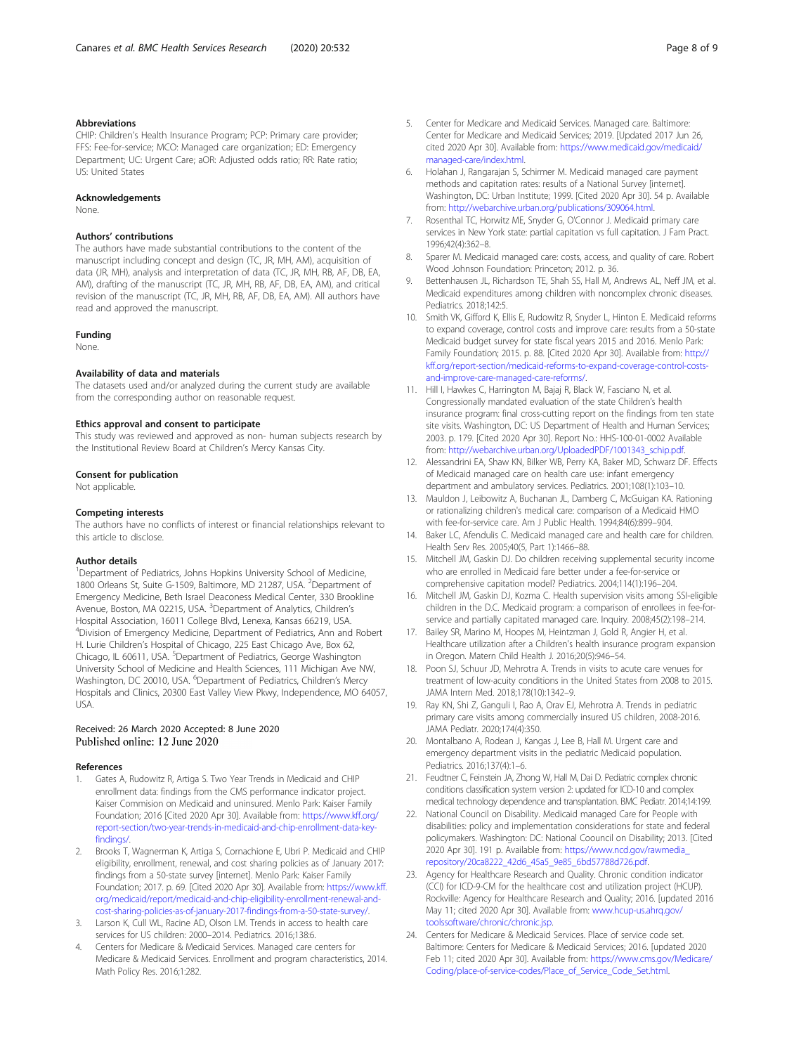### Abbreviations

CHIP: Children's Health Insurance Program; PCP: Primary care provider; FFS: Fee-for-service; MCO: Managed care organization; ED: Emergency Department; UC: Urgent Care; aOR: Adjusted odds ratio; RR: Rate ratio; US: United States

### Acknowledgements

None.

### Authors' contributions

The authors have made substantial contributions to the content of the manuscript including concept and design (TC, JR, MH, AM), acquisition of data (JR, MH), analysis and interpretation of data (TC, JR, MH, RB, AF, DB, EA, AM), drafting of the manuscript (TC, JR, MH, RB, AF, DB, EA, AM), and critical revision of the manuscript (TC, JR, MH, RB, AF, DB, EA, AM). All authors have read and approved the manuscript.

### Funding

None.

### Availability of data and materials

The datasets used and/or analyzed during the current study are available from the corresponding author on reasonable request.

### Ethics approval and consent to participate

This study was reviewed and approved as non- human subjects research by the Institutional Review Board at Children's Mercy Kansas City.

### Consent for publication

Not applicable.

### Competing interests

The authors have no conflicts of interest or financial relationships relevant to this article to disclose.

### Author details

[1]Department of Pediatrics, Johns Hopkins University School of Medicine, 1800 Orleans St, Suite G-1509, Baltimore, MD 21287, USA. [2]Department of Emergency Medicine, Beth Israel Deaconess Medical Center, 330 Brookline Avenue, Boston, MA 02215, USA. [3]Department of Analytics, Children's Hospital Association, 16011 College Blvd, Lenexa, Kansas 66219, USA. [4]Division of Emergency Medicine, Department of Pediatrics, Ann and Robert H. Lurie Children's Hospital of Chicago, 225 East Chicago Ave, Box 62, Chicago, IL 60611, USA. [5]Department of Pediatrics, George Washington University School of Medicine and Health Sciences, 111 Michigan Ave NW, Washington, DC 20010, USA. [6]Department of Pediatrics, Children's Mercy Hospitals and Clinics, 20300 East Valley View Pkwy, Independence, MO 64057, USA.

Received: 26 March 2020 Accepted: 8 June 2020
Published online: 12 June 2020

### References

1. Gates A, Rudowitz R, Artiga S. Two Year Trends in Medicaid and CHIP enrollment data: findings from the CMS performance indicator project. Kaiser Commision on Medicaid and uninsured. Menlo Park: Kaiser Family Foundation; 2016 [Cited 2020 Apr 30]. Available from: https://www.kff.org/report-section/two-year-trends-in-medicaid-and-chip-enrollment-data-key-findings/.
2. Brooks T, Wagnerman K, Artiga S, Cornachione E, Ubri P. Medicaid and CHIP eligibility, enrollment, renewal, and cost sharing policies as of January 2017: findings from a 50-state survey [internet]. Menlo Park: Kaiser Family Foundation; 2017. p. 69. [Cited 2020 Apr 30]. Available from: https://www.kff.org/medicaid/report/medicaid-and-chip-eligibility-enrollment-renewal-and-cost-sharing-policies-as-of-january-2017-findings-from-a-50-state-survey/.
3. Larson K, Cull WL, Racine AD, Olson LM. Trends in access to health care services for US children: 2000–2014. Pediatrics. 2016;138:6.
4. Centers for Medicare & Medicaid Services. Managed care centers for Medicare & Medicaid Services. Enrollment and program characteristics, 2014. Math Policy Res. 2016;1:282.
5. Center for Medicare and Medicaid Services. Managed care. Baltimore: Center for Medicare and Medicaid Services; 2019. [Updated 2017 Jun 26, cited 2020 Apr 30]. Available from: https://www.medicaid.gov/medicaid/managed-care/index.html.
6. Holahan J, Rangarajan S, Schirmer M. Medicaid managed care payment methods and capitation rates: results of a National Survey [internet]. Washington, DC: Urban Institute; 1999. [Cited 2020 Apr 30]. 54 p. Available from: http://webarchive.urban.org/publications/309064.html.
7. Rosenthal TC, Horwitz ME, Snyder G, O'Connor J. Medicaid primary care services in New York state: partial capitation vs full capitation. J Fam Pract. 1996;42(4):362–8.
8. Sparer M. Medicaid managed care: costs, access, and quality of care. Robert Wood Johnson Foundation: Princeton; 2012. p. 36.
9. Bettenhausen JL, Richardson TE, Shah SS, Hall M, Andrews AL, Neff JM, et al. Medicaid expenditures among children with noncomplex chronic diseases. Pediatrics. 2018;142:5.
10. Smith VK, Gifford K, Ellis E, Rudowitz R, Snyder L, Hinton E. Medicaid reforms to expand coverage, control costs and improve care: results from a 50-state Medicaid budget survey for state fiscal years 2015 and 2016. Menlo Park: Family Foundation; 2015. p. 88. [Cited 2020 Apr 30]. Available from: http://kff.org/report-section/medicaid-reforms-to-expand-coverage-control-costs-and-improve-care-managed-care-reforms/.
11. Hill I, Hawkes C, Harrington M, Bajaj R, Black W, Fasciano N, et al. Congressionally mandated evaluation of the state Children's health insurance program: final cross-cutting report on the findings from ten state site visits. Washington, DC: US Department of Health and Human Services; 2003. p. 179. [Cited 2020 Apr 30]. Report No.: HHS-100-01-0002 Available from: http://webarchive.urban.org/UploadedPDF/1001343_schip.pdf.
12. Alessandrini EA, Shaw KN, Bilker WB, Perry KA, Baker MD, Schwarz DF. Effects of Medicaid managed care on health care use: infant emergency department and ambulatory services. Pediatrics. 2001;108(1):103–10.
13. Mauldon J, Leibowitz A, Buchanan JL, Damberg C, McGuigan KA. Rationing or rationalizing children's medical care: comparison of a Medicaid HMO with fee-for-service care. Am J Public Health. 1994;84(6):899–904.
14. Baker LC, Afendulis C. Medicaid managed care and health care for children. Health Serv Res. 2005;40(5, Part 1):1466–88.
15. Mitchell JM, Gaskin DJ. Do children receiving supplemental security income who are enrolled in Medicaid fare better under a fee-for-service or comprehensive capitation model? Pediatrics. 2004;114(1):196–204.
16. Mitchell JM, Gaskin DJ, Kozma C. Health supervision visits among SSI-eligible children in the D.C. Medicaid program: a comparison of enrollees in fee-for-service and partially capitated managed care. Inquiry. 2008;45(2):198–214.
17. Bailey SR, Marino M, Hoopes M, Heintzman J, Gold R, Angier H, et al. Healthcare utilization after a Children's health insurance program expansion in Oregon. Matern Child Health J. 2016;20(5):946–54.
18. Poon SJ, Schuur JD, Mehrotra A. Trends in visits to acute care venues for treatment of low-acuity conditions in the United States from 2008 to 2015. JAMA Intern Med. 2018;178(10):1342–9.
19. Ray KN, Shi Z, Ganguli I, Rao A, Orav EJ, Mehrotra A. Trends in pediatric primary care visits among commercially insured US children, 2008-2016. JAMA Pediatr. 2020;174(4):350.
20. Montalbano A, Rodean J, Kangas J, Lee B, Hall M. Urgent care and emergency department visits in the pediatric Medicaid population. Pediatrics. 2016;137(4):1–6.
21. Feudtner C, Feinstein JA, Zhong W, Hall M, Dai D. Pediatric complex chronic conditions classification system version 2: updated for ICD-10 and complex medical technology dependence and transplantation. BMC Pediatr. 2014;14:199.
22. National Council on Disability. Medicaid managed Care for People with disabilities: policy and implementation considerations for state and federal policymakers. Washington: DC: National Coouncil on Disability; 2013. [Cited 2020 Apr 30]. 191 p. Available from: https://www.ncd.gov/rawmedia_repository/20ca8222_42d6_45a5_9e85_6bd57788d726.pdf.
23. Agency for Healthcare Research and Quality. Chronic condition indicator (CCI) for ICD-9-CM for the healthcare cost and utilization project (HCUP). Rockville: Agency for Healthcare Research and Quality; 2016. [updated 2016 May 11; cited 2020 Apr 30]. Available from: www.hcup-us.ahrq.gov/toolssoftware/chronic/chronic.jsp.
24. Centers for Medicare & Medicaid Services. Place of service code set. Baltimore: Centers for Medicare & Medicaid Services; 2016. [updated 2020 Feb 11; cited 2020 Apr 30]. Available from: https://www.cms.gov/Medicare/Coding/place-of-service-codes/Place_of_Service_Code_Set.html.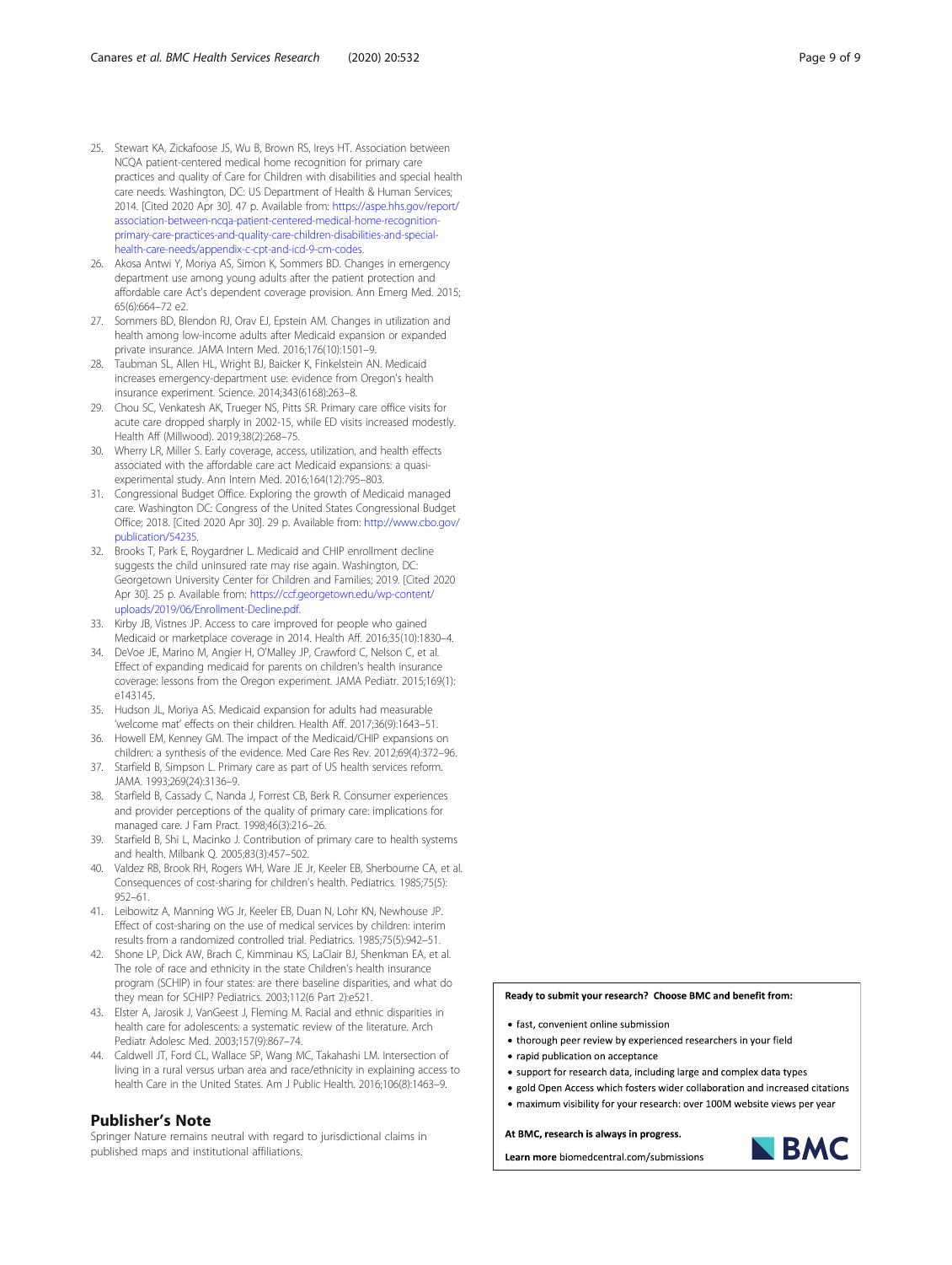25. Stewart KA, Zickafoose JS, Wu B, Brown RS, Ireys HT. Association between NCQA patient-centered medical home recognition for primary care practices and quality of Care for Children with disabilities and special health care needs. Washington, DC: US Department of Health & Human Services; 2014. [Cited 2020 Apr 30]. 47 p. Available from: https://aspe.hhs.gov/report/association-between-ncqa-patient-centered-medical-home-recognition-primary-care-practices-and-quality-care-children-disabilities-and-special-health-care-needs/appendix-c-cpt-and-icd-9-cm-codes.
26. Akosa Antwi Y, Moriya AS, Simon K, Sommers BD. Changes in emergency department use among young adults after the patient protection and affordable care Act's dependent coverage provision. Ann Emerg Med. 2015;65(6):664–72 e2.
27. Sommers BD, Blendon RJ, Orav EJ, Epstein AM. Changes in utilization and health among low-income adults after Medicaid expansion or expanded private insurance. JAMA Intern Med. 2016;176(10):1501–9.
28. Taubman SL, Allen HL, Wright BJ, Baicker K, Finkelstein AN. Medicaid increases emergency-department use: evidence from Oregon's health insurance experiment. Science. 2014;343(6168):263–8.
29. Chou SC, Venkatesh AK, Trueger NS, Pitts SR. Primary care office visits for acute care dropped sharply in 2002-15, while ED visits increased modestly. Health Aff (Millwood). 2019;38(2):268–75.
30. Wherry LR, Miller S. Early coverage, access, utilization, and health effects associated with the affordable care act Medicaid expansions: a quasi-experimental study. Ann Intern Med. 2016;164(12):795–803.
31. Congressional Budget Office. Exploring the growth of Medicaid managed care. Washington DC: Congress of the United States Congressional Budget Office; 2018. [Cited 2020 Apr 30]. 29 p. Available from: http://www.cbo.gov/publication/54235.
32. Brooks T, Park E, Roygardner L. Medicaid and CHIP enrollment decline suggests the child uninsured rate may rise again. Washington, DC: Georgetown University Center for Children and Families; 2019. [Cited 2020 Apr 30]. 25 p. Available from: https://ccf.georgetown.edu/wp-content/uploads/2019/06/Enrollment-Decline.pdf.
33. Kirby JB, Vistnes JP. Access to care improved for people who gained Medicaid or marketplace coverage in 2014. Health Aff. 2016;35(10):1830–4.
34. DeVoe JE, Marino M, Angier H, O'Malley JP, Crawford C, Nelson C, et al. Effect of expanding medicaid for parents on children's health insurance coverage: lessons from the Oregon experiment. JAMA Pediatr. 2015;169(1):e143145.
35. Hudson JL, Moriya AS. Medicaid expansion for adults had measurable 'welcome mat' effects on their children. Health Aff. 2017;36(9):1643–51.
36. Howell EM, Kenney GM. The impact of the Medicaid/CHIP expansions on children: a synthesis of the evidence. Med Care Res Rev. 2012;69(4):372–96.
37. Starfield B, Simpson L. Primary care as part of US health services reform. JAMA. 1993;269(24):3136–9.
38. Starfield B, Cassady C, Nanda J, Forrest CB, Berk R. Consumer experiences and provider perceptions of the quality of primary care: implications for managed care. J Fam Pract. 1998;46(3):216–26.
39. Starfield B, Shi L, Macinko J. Contribution of primary care to health systems and health. Milbank Q. 2005;83(3):457–502.
40. Valdez RB, Brook RH, Rogers WH, Ware JE Jr, Keeler EB, Sherbourne CA, et al. Consequences of cost-sharing for children's health. Pediatrics. 1985;75(5):952–61.
41. Leibowitz A, Manning WG Jr, Keeler EB, Duan N, Lohr KN, Newhouse JP. Effect of cost-sharing on the use of medical services by children: interim results from a randomized controlled trial. Pediatrics. 1985;75(5):942–51.
42. Shone LP, Dick AW, Brach C, Kimminau KS, LaClair BJ, Shenkman EA, et al. The role of race and ethnicity in the state Children's health insurance program (SCHIP) in four states: are there baseline disparities, and what do they mean for SCHIP? Pediatrics. 2003;112(6 Part 2):e521.
43. Elster A, Jarosik J, VanGeest J, Fleming M. Racial and ethnic disparities in health care for adolescents: a systematic review of the literature. Arch Pediatr Adolesc Med. 2003;157(9):867–74.
44. Caldwell JT, Ford CL, Wallace SP, Wang MC, Takahashi LM. Intersection of living in a rural versus urban area and race/ethnicity in explaining access to health Care in the United States. Am J Public Health. 2016;106(8):1463–9.

## Publisher's Note

Springer Nature remains neutral with regard to jurisdictional claims in published maps and institutional affiliations.

**Ready to submit your research? Choose BMC and benefit from:**

- fast, convenient online submission
- thorough peer review by experienced researchers in your field
- rapid publication on acceptance
- support for research data, including large and complex data types
- gold Open Access which fosters wider collaboration and increased citations
- maximum visibility for your research: over 100M website views per year

**At BMC, research is always in progress.**

**Learn more** biomedcentral.com/submissions

BMC